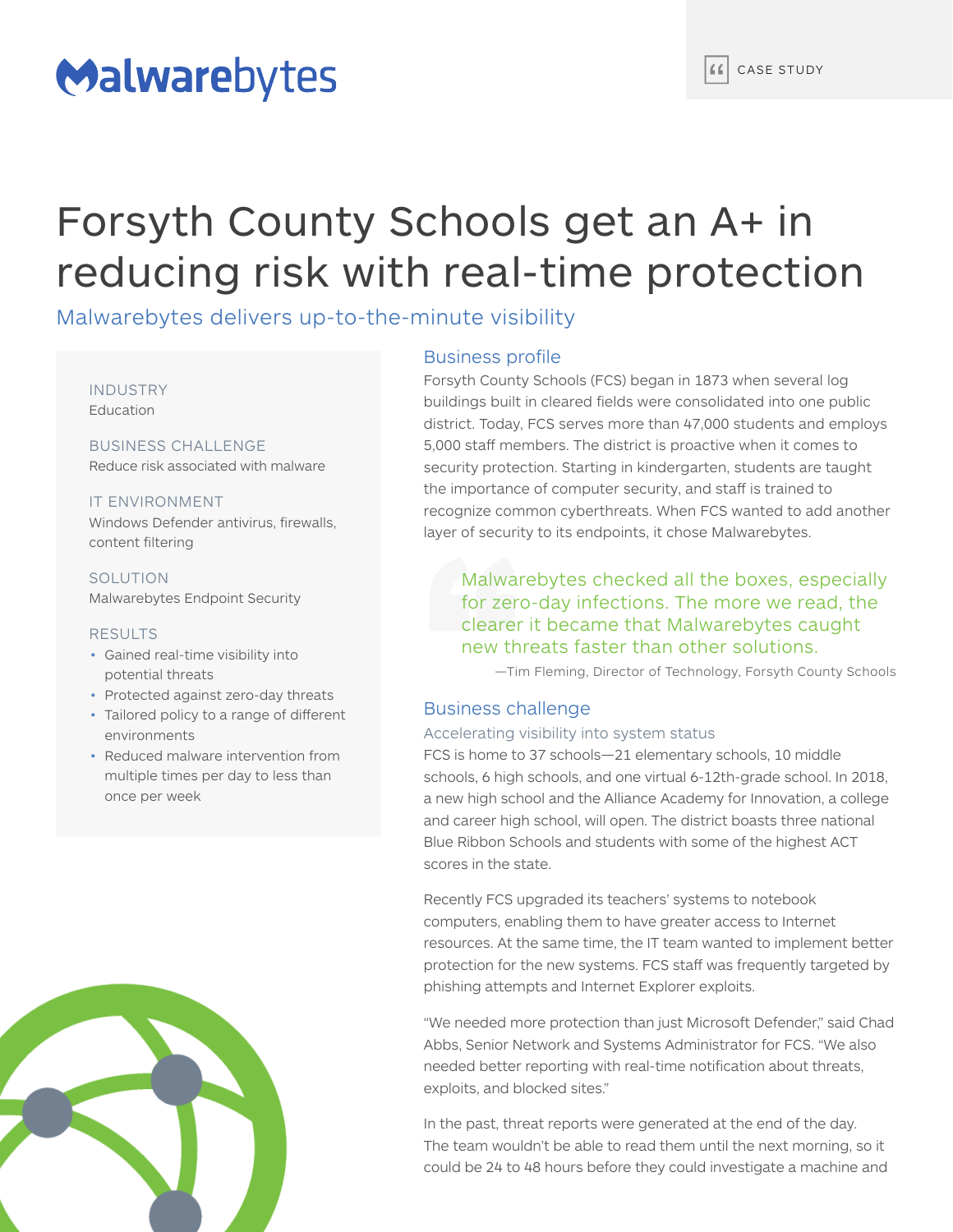Malwarebytes

CASE STUDY

# Forsyth County Schools get an A+ in reducing risk with real-time protection

Malwarebytes delivers up-to-the-minute visibility

INDUSTRY
Education

BUSINESS CHALLENGE
Reduce risk associated with malware

IT ENVIRONMENT
Windows Defender antivirus, firewalls, content filtering

SOLUTION
Malwarebytes Endpoint Security

RESULTS
- Gained real-time visibility into potential threats
- Protected against zero-day threats
- Tailored policy to a range of different environments
- Reduced malware intervention from multiple times per day to less than once per week

## Business profile

Forsyth County Schools (FCS) began in 1873 when several log buildings built in cleared fields were consolidated into one public district. Today, FCS serves more than 47,000 students and employs 5,000 staff members. The district is proactive when it comes to security protection. Starting in kindergarten, students are taught the importance of computer security, and staff is trained to recognize common cyberthreats. When FCS wanted to add another layer of security to its endpoints, it chose Malwarebytes.

> Malwarebytes checked all the boxes, especially for zero-day infections. The more we read, the clearer it became that Malwarebytes caught new threats faster than other solutions.
>
> —Tim Fleming, Director of Technology, Forsyth County Schools

## Business challenge

### Accelerating visibility into system status

FCS is home to 37 schools—21 elementary schools, 10 middle schools, 6 high schools, and one virtual 6-12th-grade school. In 2018, a new high school and the Alliance Academy for Innovation, a college and career high school, will open. The district boasts three national Blue Ribbon Schools and students with some of the highest ACT scores in the state.

Recently FCS upgraded its teachers' systems to notebook computers, enabling them to have greater access to Internet resources. At the same time, the IT team wanted to implement better protection for the new systems. FCS staff was frequently targeted by phishing attempts and Internet Explorer exploits.

"We needed more protection than just Microsoft Defender," said Chad Abbs, Senior Network and Systems Administrator for FCS. "We also needed better reporting with real-time notification about threats, exploits, and blocked sites."

In the past, threat reports were generated at the end of the day. The team wouldn't be able to read them until the next morning, so it could be 24 to 48 hours before they could investigate a machine and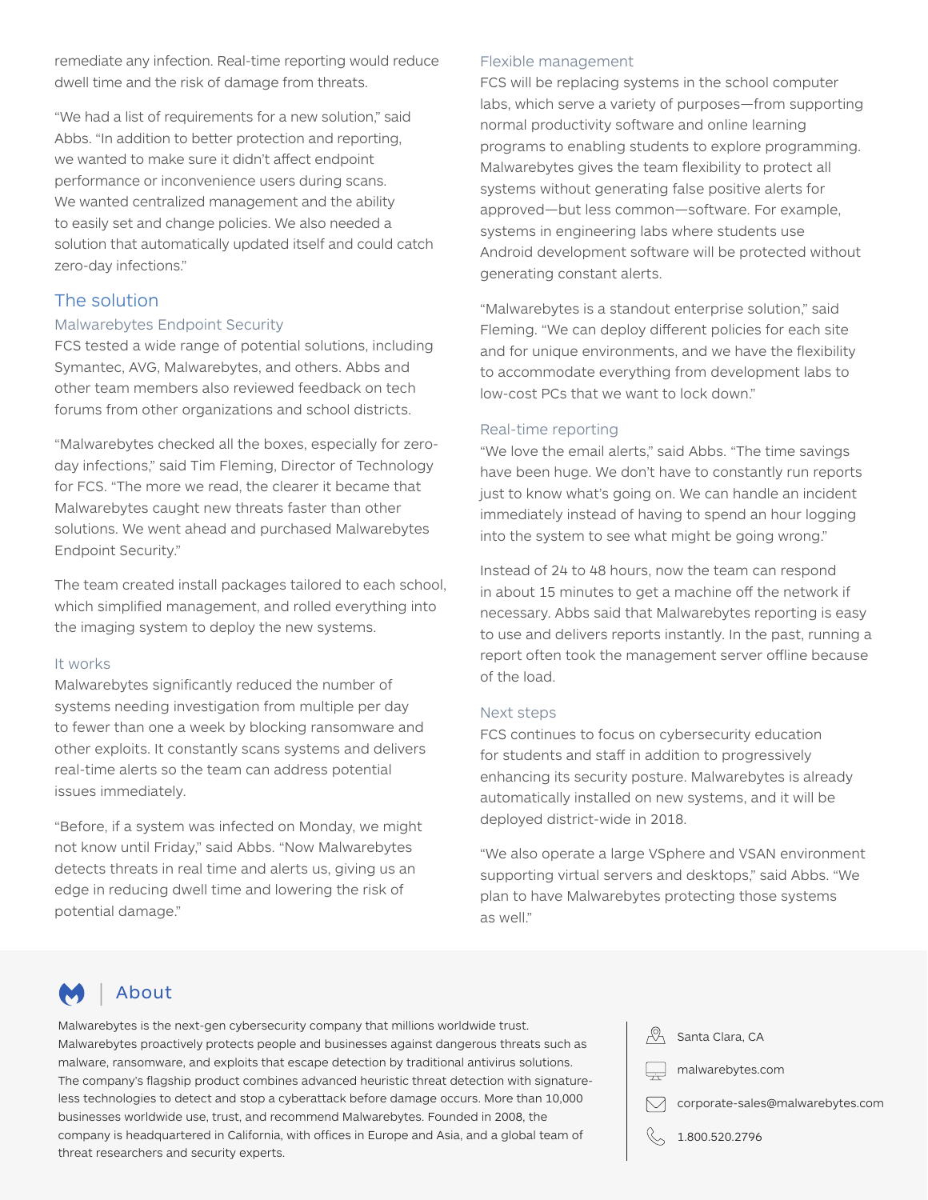remediate any infection. Real-time reporting would reduce dwell time and the risk of damage from threats.

"We had a list of requirements for a new solution," said Abbs. "In addition to better protection and reporting, we wanted to make sure it didn't affect endpoint performance or inconvenience users during scans. We wanted centralized management and the ability to easily set and change policies. We also needed a solution that automatically updated itself and could catch zero-day infections."

## The solution

### Malwarebytes Endpoint Security

FCS tested a wide range of potential solutions, including Symantec, AVG, Malwarebytes, and others. Abbs and other team members also reviewed feedback on tech forums from other organizations and school districts.

"Malwarebytes checked all the boxes, especially for zero-day infections," said Tim Fleming, Director of Technology for FCS. "The more we read, the clearer it became that Malwarebytes caught new threats faster than other solutions. We went ahead and purchased Malwarebytes Endpoint Security."

The team created install packages tailored to each school, which simplified management, and rolled everything into the imaging system to deploy the new systems.

### It works

Malwarebytes significantly reduced the number of systems needing investigation from multiple per day to fewer than one a week by blocking ransomware and other exploits. It constantly scans systems and delivers real-time alerts so the team can address potential issues immediately.

"Before, if a system was infected on Monday, we might not know until Friday," said Abbs. "Now Malwarebytes detects threats in real time and alerts us, giving us an edge in reducing dwell time and lowering the risk of potential damage."

### Flexible management

FCS will be replacing systems in the school computer labs, which serve a variety of purposes—from supporting normal productivity software and online learning programs to enabling students to explore programming. Malwarebytes gives the team flexibility to protect all systems without generating false positive alerts for approved—but less common—software. For example, systems in engineering labs where students use Android development software will be protected without generating constant alerts.

"Malwarebytes is a standout enterprise solution," said Fleming. "We can deploy different policies for each site and for unique environments, and we have the flexibility to accommodate everything from development labs to low-cost PCs that we want to lock down."

### Real-time reporting

"We love the email alerts," said Abbs. "The time savings have been huge. We don't have to constantly run reports just to know what's going on. We can handle an incident immediately instead of having to spend an hour logging into the system to see what might be going wrong."

Instead of 24 to 48 hours, now the team can respond in about 15 minutes to get a machine off the network if necessary. Abbs said that Malwarebytes reporting is easy to use and delivers reports instantly. In the past, running a report often took the management server offline because of the load.

### Next steps

FCS continues to focus on cybersecurity education for students and staff in addition to progressively enhancing its security posture. Malwarebytes is already automatically installed on new systems, and it will be deployed district-wide in 2018.

"We also operate a large VSphere and VSAN environment supporting virtual servers and desktops," said Abbs. "We plan to have Malwarebytes protecting those systems as well."

## About

Malwarebytes is the next-gen cybersecurity company that millions worldwide trust. Malwarebytes proactively protects people and businesses against dangerous threats such as malware, ransomware, and exploits that escape detection by traditional antivirus solutions. The company's flagship product combines advanced heuristic threat detection with signature-less technologies to detect and stop a cyberattack before damage occurs. More than 10,000 businesses worldwide use, trust, and recommend Malwarebytes. Founded in 2008, the company is headquartered in California, with offices in Europe and Asia, and a global team of threat researchers and security experts.

Santa Clara, CA

malwarebytes.com

corporate-sales@malwarebytes.com

1.800.520.2796